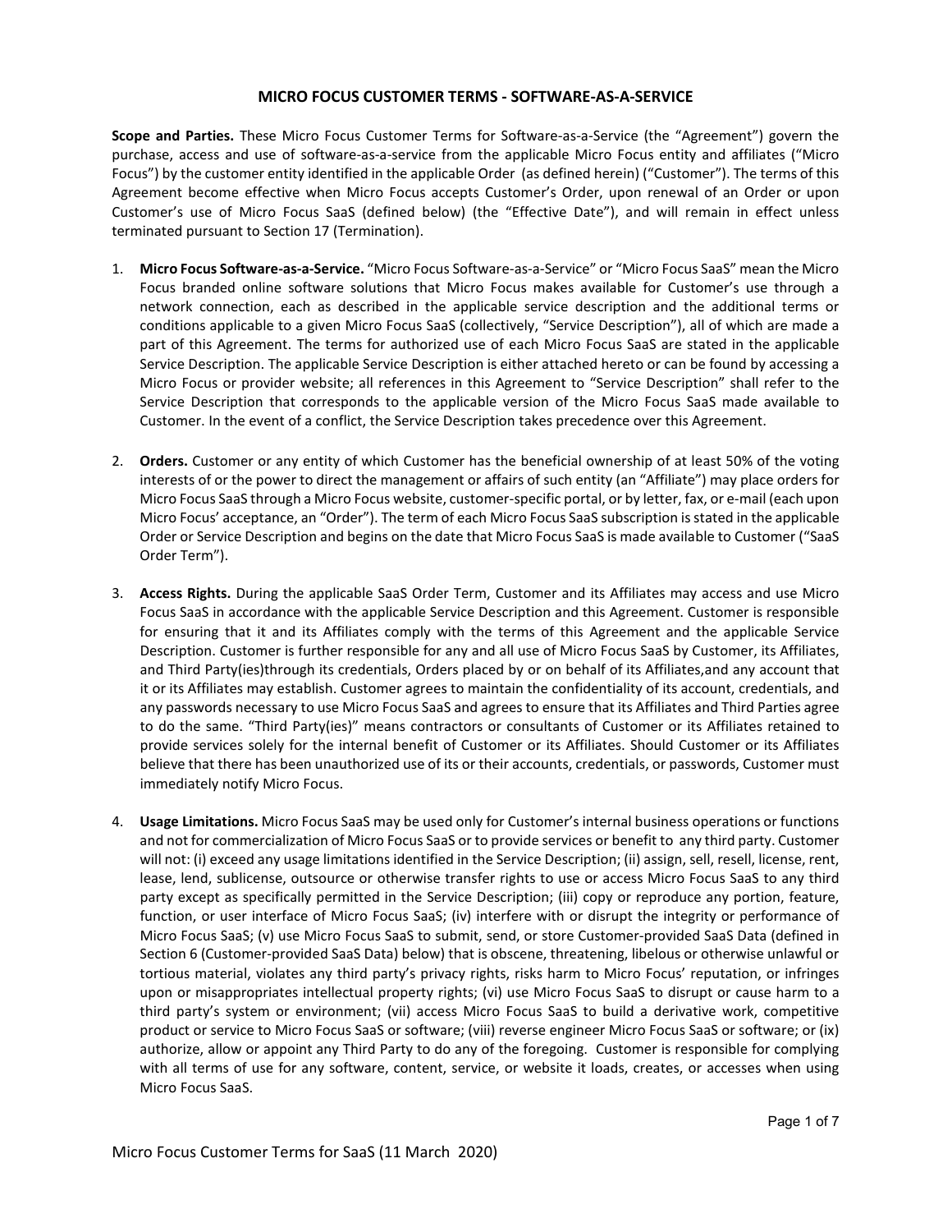# MICRO FOCUS CUSTOMER TERMS - SOFTWARE-AS-A-SERVICE

**Scope and Parties.** These Micro Focus Customer Terms for Software-as-a-Service (the "Agreement") govern the purchase, access and use of software-as-a-service from the applicable Micro Focus entity and affiliates ("Micro Focus") by the customer entity identified in the applicable Order (as defined herein) ("Customer"). The terms of this Agreement become effective when Micro Focus accepts Customer's Order, upon renewal of an Order or upon Customer's use of Micro Focus SaaS (defined below) (the "Effective Date"), and will remain in effect unless terminated pursuant to Section 17 (Termination).

1. **Micro Focus Software-as-a-Service.** "Micro Focus Software-as-a-Service" or "Micro Focus SaaS" mean the Micro Focus branded online software solutions that Micro Focus makes available for Customer's use through a network connection, each as described in the applicable service description and the additional terms or conditions applicable to a given Micro Focus SaaS (collectively, "Service Description"), all of which are made a part of this Agreement. The terms for authorized use of each Micro Focus SaaS are stated in the applicable Service Description. The applicable Service Description is either attached hereto or can be found by accessing a Micro Focus or provider website; all references in this Agreement to "Service Description" shall refer to the Service Description that corresponds to the applicable version of the Micro Focus SaaS made available to Customer. In the event of a conflict, the Service Description takes precedence over this Agreement.

2. **Orders.** Customer or any entity of which Customer has the beneficial ownership of at least 50% of the voting interests of or the power to direct the management or affairs of such entity (an "Affiliate") may place orders for Micro Focus SaaS through a Micro Focus website, customer-specific portal, or by letter, fax, or e-mail (each upon Micro Focus' acceptance, an "Order"). The term of each Micro Focus SaaS subscription is stated in the applicable Order or Service Description and begins on the date that Micro Focus SaaS is made available to Customer ("SaaS Order Term").

3. **Access Rights.** During the applicable SaaS Order Term, Customer and its Affiliates may access and use Micro Focus SaaS in accordance with the applicable Service Description and this Agreement. Customer is responsible for ensuring that it and its Affiliates comply with the terms of this Agreement and the applicable Service Description. Customer is further responsible for any and all use of Micro Focus SaaS by Customer, its Affiliates, and Third Party(ies)through its credentials, Orders placed by or on behalf of its Affiliates,and any account that it or its Affiliates may establish. Customer agrees to maintain the confidentiality of its account, credentials, and any passwords necessary to use Micro Focus SaaS and agrees to ensure that its Affiliates and Third Parties agree to do the same. "Third Party(ies)" means contractors or consultants of Customer or its Affiliates retained to provide services solely for the internal benefit of Customer or its Affiliates. Should Customer or its Affiliates believe that there has been unauthorized use of its or their accounts, credentials, or passwords, Customer must immediately notify Micro Focus.

4. **Usage Limitations.** Micro Focus SaaS may be used only for Customer's internal business operations or functions and not for commercialization of Micro Focus SaaS or to provide services or benefit to any third party. Customer will not: (i) exceed any usage limitations identified in the Service Description; (ii) assign, sell, resell, license, rent, lease, lend, sublicense, outsource or otherwise transfer rights to use or access Micro Focus SaaS to any third party except as specifically permitted in the Service Description; (iii) copy or reproduce any portion, feature, function, or user interface of Micro Focus SaaS; (iv) interfere with or disrupt the integrity or performance of Micro Focus SaaS; (v) use Micro Focus SaaS to submit, send, or store Customer-provided SaaS Data (defined in Section 6 (Customer-provided SaaS Data) below) that is obscene, threatening, libelous or otherwise unlawful or tortious material, violates any third party's privacy rights, risks harm to Micro Focus' reputation, or infringes upon or misappropriates intellectual property rights; (vi) use Micro Focus SaaS to disrupt or cause harm to a third party's system or environment; (vii) access Micro Focus SaaS to build a derivative work, competitive product or service to Micro Focus SaaS or software; (viii) reverse engineer Micro Focus SaaS or software; or (ix) authorize, allow or appoint any Third Party to do any of the foregoing. Customer is responsible for complying with all terms of use for any software, content, service, or website it loads, creates, or accesses when using Micro Focus SaaS.

Micro Focus Customer Terms for SaaS (11 March 2020)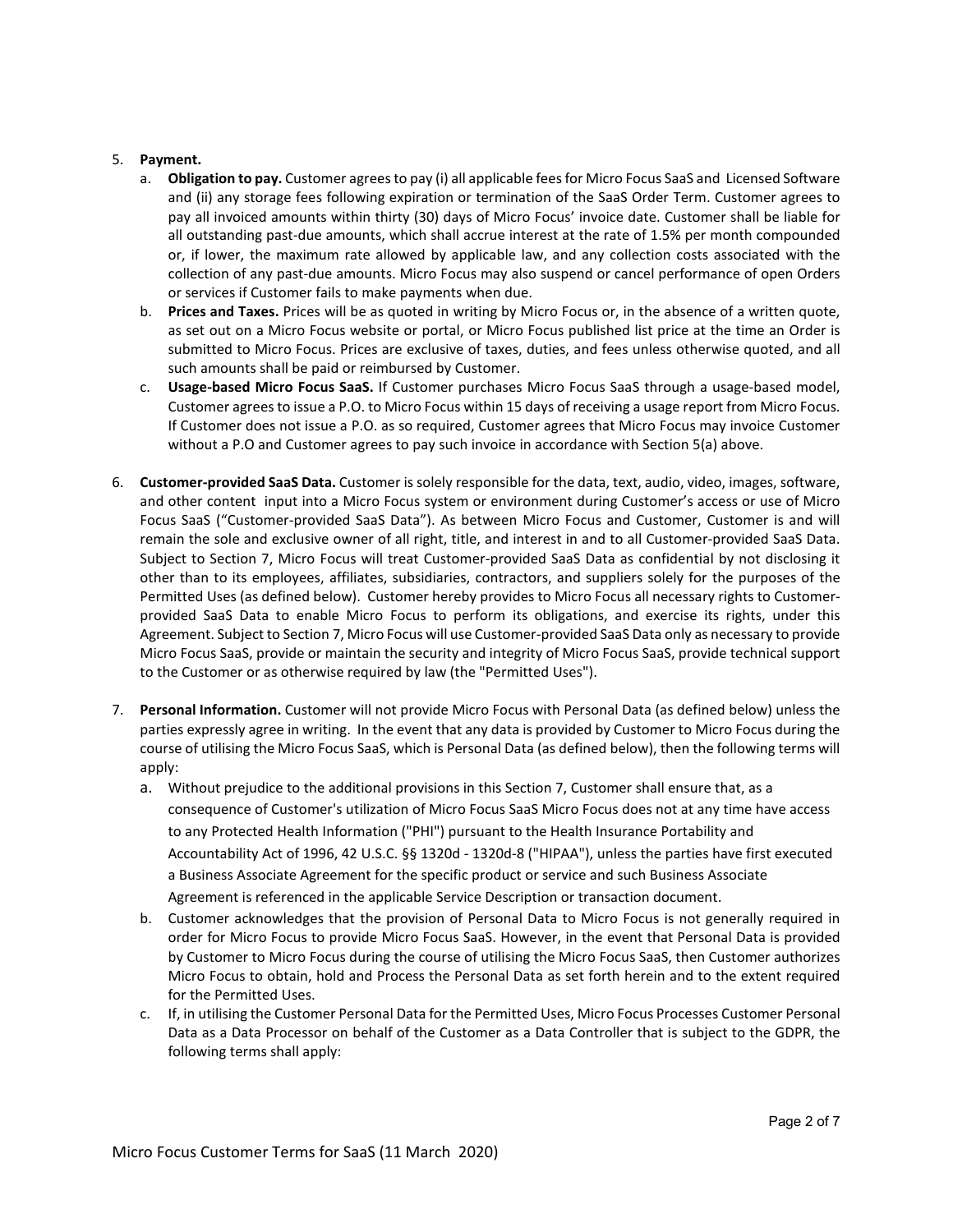5. **Payment.**
   a. **Obligation to pay.** Customer agrees to pay (i) all applicable fees for Micro Focus SaaS and Licensed Software and (ii) any storage fees following expiration or termination of the SaaS Order Term. Customer agrees to pay all invoiced amounts within thirty (30) days of Micro Focus' invoice date. Customer shall be liable for all outstanding past-due amounts, which shall accrue interest at the rate of 1.5% per month compounded or, if lower, the maximum rate allowed by applicable law, and any collection costs associated with the collection of any past-due amounts. Micro Focus may also suspend or cancel performance of open Orders or services if Customer fails to make payments when due.
   b. **Prices and Taxes.** Prices will be as quoted in writing by Micro Focus or, in the absence of a written quote, as set out on a Micro Focus website or portal, or Micro Focus published list price at the time an Order is submitted to Micro Focus. Prices are exclusive of taxes, duties, and fees unless otherwise quoted, and all such amounts shall be paid or reimbursed by Customer.
   c. **Usage-based Micro Focus SaaS.** If Customer purchases Micro Focus SaaS through a usage-based model, Customer agrees to issue a P.O. to Micro Focus within 15 days of receiving a usage report from Micro Focus. If Customer does not issue a P.O. as so required, Customer agrees that Micro Focus may invoice Customer without a P.O and Customer agrees to pay such invoice in accordance with Section 5(a) above.

6. **Customer-provided SaaS Data.** Customer is solely responsible for the data, text, audio, video, images, software, and other content input into a Micro Focus system or environment during Customer's access or use of Micro Focus SaaS ("Customer-provided SaaS Data"). As between Micro Focus and Customer, Customer is and will remain the sole and exclusive owner of all right, title, and interest in and to all Customer-provided SaaS Data. Subject to Section 7, Micro Focus will treat Customer-provided SaaS Data as confidential by not disclosing it other than to its employees, affiliates, subsidiaries, contractors, and suppliers solely for the purposes of the Permitted Uses (as defined below). Customer hereby provides to Micro Focus all necessary rights to Customer-provided SaaS Data to enable Micro Focus to perform its obligations, and exercise its rights, under this Agreement. Subject to Section 7, Micro Focus will use Customer-provided SaaS Data only as necessary to provide Micro Focus SaaS, provide or maintain the security and integrity of Micro Focus SaaS, provide technical support to the Customer or as otherwise required by law (the "Permitted Uses").

7. **Personal Information.** Customer will not provide Micro Focus with Personal Data (as defined below) unless the parties expressly agree in writing. In the event that any data is provided by Customer to Micro Focus during the course of utilising the Micro Focus SaaS, which is Personal Data (as defined below), then the following terms will apply:
   a. Without prejudice to the additional provisions in this Section 7, Customer shall ensure that, as a consequence of Customer's utilization of Micro Focus SaaS Micro Focus does not at any time have access to any Protected Health Information ("PHI") pursuant to the Health Insurance Portability and Accountability Act of 1996, 42 U.S.C. §§ 1320d - 1320d-8 ("HIPAA"), unless the parties have first executed a Business Associate Agreement for the specific product or service and such Business Associate Agreement is referenced in the applicable Service Description or transaction document.
   b. Customer acknowledges that the provision of Personal Data to Micro Focus is not generally required in order for Micro Focus to provide Micro Focus SaaS. However, in the event that Personal Data is provided by Customer to Micro Focus during the course of utilising the Micro Focus SaaS, then Customer authorizes Micro Focus to obtain, hold and Process the Personal Data as set forth herein and to the extent required for the Permitted Uses.
   c. If, in utilising the Customer Personal Data for the Permitted Uses, Micro Focus Processes Customer Personal Data as a Data Processor on behalf of the Customer as a Data Controller that is subject to the GDPR, the following terms shall apply: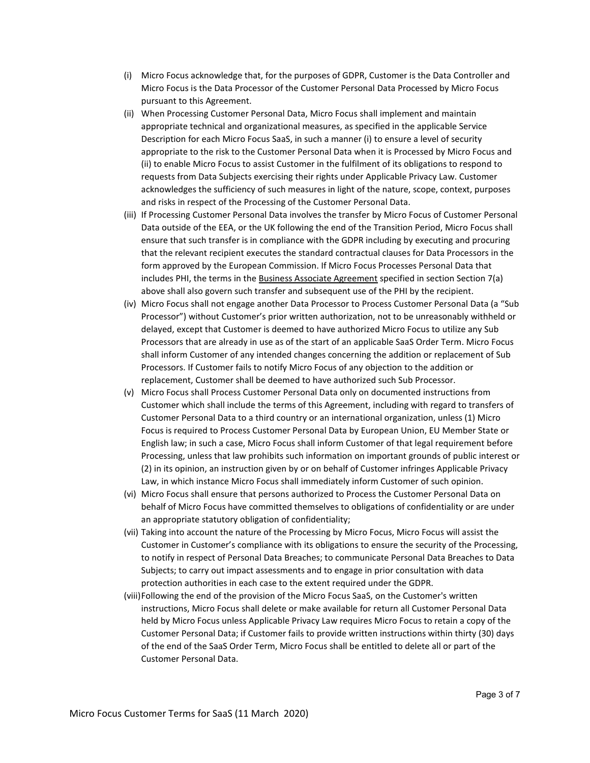(i) Micro Focus acknowledge that, for the purposes of GDPR, Customer is the Data Controller and Micro Focus is the Data Processor of the Customer Personal Data Processed by Micro Focus pursuant to this Agreement.

(ii) When Processing Customer Personal Data, Micro Focus shall implement and maintain appropriate technical and organizational measures, as specified in the applicable Service Description for each Micro Focus SaaS, in such a manner (i) to ensure a level of security appropriate to the risk to the Customer Personal Data when it is Processed by Micro Focus and (ii) to enable Micro Focus to assist Customer in the fulfilment of its obligations to respond to requests from Data Subjects exercising their rights under Applicable Privacy Law. Customer acknowledges the sufficiency of such measures in light of the nature, scope, context, purposes and risks in respect of the Processing of the Customer Personal Data.

(iii) If Processing Customer Personal Data involves the transfer by Micro Focus of Customer Personal Data outside of the EEA, or the UK following the end of the Transition Period, Micro Focus shall ensure that such transfer is in compliance with the GDPR including by executing and procuring that the relevant recipient executes the standard contractual clauses for Data Processors in the form approved by the European Commission. If Micro Focus Processes Personal Data that includes PHI, the terms in the Business Associate Agreement specified in section Section 7(a) above shall also govern such transfer and subsequent use of the PHI by the recipient.

(iv) Micro Focus shall not engage another Data Processor to Process Customer Personal Data (a "Sub Processor") without Customer's prior written authorization, not to be unreasonably withheld or delayed, except that Customer is deemed to have authorized Micro Focus to utilize any Sub Processors that are already in use as of the start of an applicable SaaS Order Term. Micro Focus shall inform Customer of any intended changes concerning the addition or replacement of Sub Processors. If Customer fails to notify Micro Focus of any objection to the addition or replacement, Customer shall be deemed to have authorized such Sub Processor.

(v) Micro Focus shall Process Customer Personal Data only on documented instructions from Customer which shall include the terms of this Agreement, including with regard to transfers of Customer Personal Data to a third country or an international organization, unless (1) Micro Focus is required to Process Customer Personal Data by European Union, EU Member State or English law; in such a case, Micro Focus shall inform Customer of that legal requirement before Processing, unless that law prohibits such information on important grounds of public interest or (2) in its opinion, an instruction given by or on behalf of Customer infringes Applicable Privacy Law, in which instance Micro Focus shall immediately inform Customer of such opinion.

(vi) Micro Focus shall ensure that persons authorized to Process the Customer Personal Data on behalf of Micro Focus have committed themselves to obligations of confidentiality or are under an appropriate statutory obligation of confidentiality;

(vii) Taking into account the nature of the Processing by Micro Focus, Micro Focus will assist the Customer in Customer's compliance with its obligations to ensure the security of the Processing, to notify in respect of Personal Data Breaches; to communicate Personal Data Breaches to Data Subjects; to carry out impact assessments and to engage in prior consultation with data protection authorities in each case to the extent required under the GDPR.

(viii) Following the end of the provision of the Micro Focus SaaS, on the Customer's written instructions, Micro Focus shall delete or make available for return all Customer Personal Data held by Micro Focus unless Applicable Privacy Law requires Micro Focus to retain a copy of the Customer Personal Data; if Customer fails to provide written instructions within thirty (30) days of the end of the SaaS Order Term, Micro Focus shall be entitled to delete all or part of the Customer Personal Data.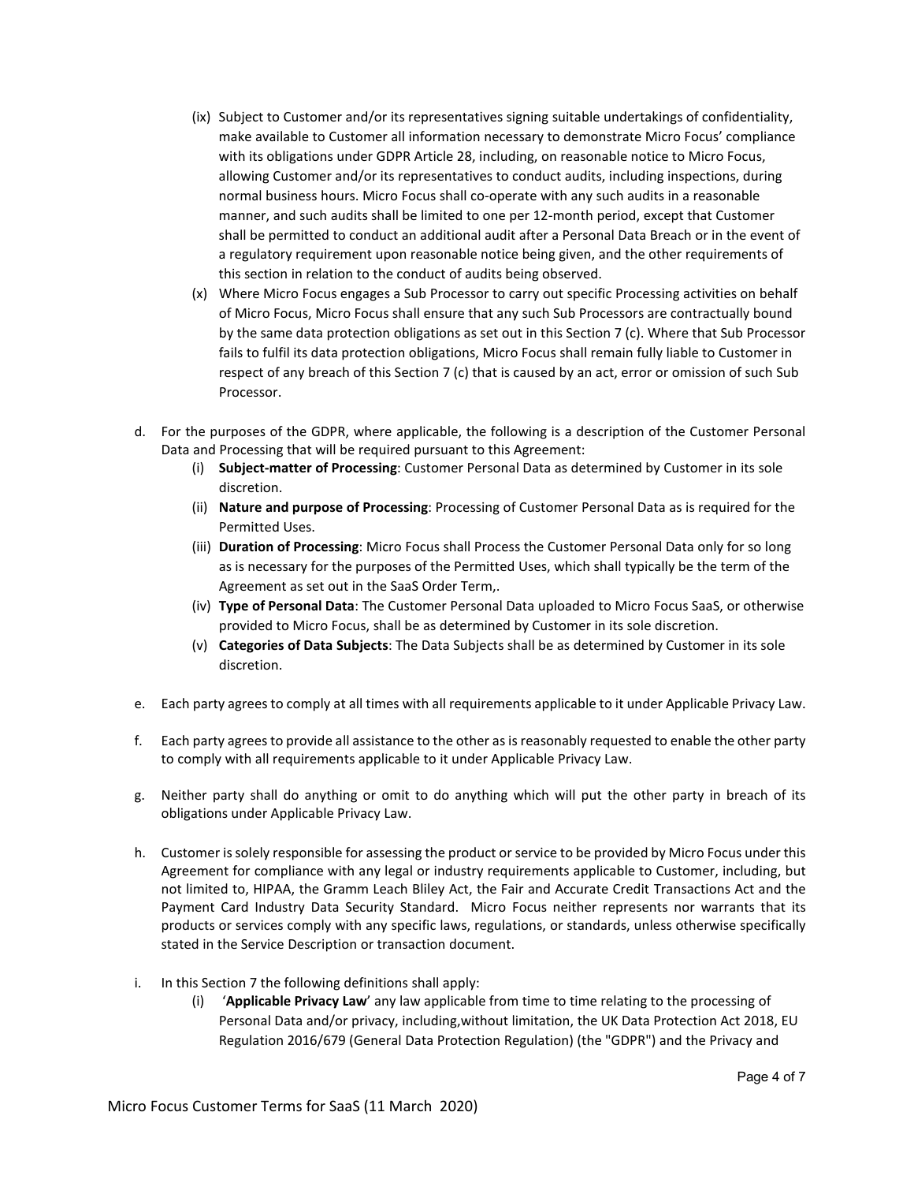(ix) Subject to Customer and/or its representatives signing suitable undertakings of confidentiality, make available to Customer all information necessary to demonstrate Micro Focus' compliance with its obligations under GDPR Article 28, including, on reasonable notice to Micro Focus, allowing Customer and/or its representatives to conduct audits, including inspections, during normal business hours. Micro Focus shall co-operate with any such audits in a reasonable manner, and such audits shall be limited to one per 12-month period, except that Customer shall be permitted to conduct an additional audit after a Personal Data Breach or in the event of a regulatory requirement upon reasonable notice being given, and the other requirements of this section in relation to the conduct of audits being observed.

(x) Where Micro Focus engages a Sub Processor to carry out specific Processing activities on behalf of Micro Focus, Micro Focus shall ensure that any such Sub Processors are contractually bound by the same data protection obligations as set out in this Section 7 (c). Where that Sub Processor fails to fulfil its data protection obligations, Micro Focus shall remain fully liable to Customer in respect of any breach of this Section 7 (c) that is caused by an act, error or omission of such Sub Processor.

d. For the purposes of the GDPR, where applicable, the following is a description of the Customer Personal Data and Processing that will be required pursuant to this Agreement:

(i) **Subject-matter of Processing**: Customer Personal Data as determined by Customer in its sole discretion.

(ii) **Nature and purpose of Processing**: Processing of Customer Personal Data as is required for the Permitted Uses.

(iii) **Duration of Processing**: Micro Focus shall Process the Customer Personal Data only for so long as is necessary for the purposes of the Permitted Uses, which shall typically be the term of the Agreement as set out in the SaaS Order Term,.

(iv) **Type of Personal Data**: The Customer Personal Data uploaded to Micro Focus SaaS, or otherwise provided to Micro Focus, shall be as determined by Customer in its sole discretion.

(v) **Categories of Data Subjects**: The Data Subjects shall be as determined by Customer in its sole discretion.

e. Each party agrees to comply at all times with all requirements applicable to it under Applicable Privacy Law.

f. Each party agrees to provide all assistance to the other as is reasonably requested to enable the other party to comply with all requirements applicable to it under Applicable Privacy Law.

g. Neither party shall do anything or omit to do anything which will put the other party in breach of its obligations under Applicable Privacy Law.

h. Customer is solely responsible for assessing the product or service to be provided by Micro Focus under this Agreement for compliance with any legal or industry requirements applicable to Customer, including, but not limited to, HIPAA, the Gramm Leach Bliley Act, the Fair and Accurate Credit Transactions Act and the Payment Card Industry Data Security Standard. Micro Focus neither represents nor warrants that its products or services comply with any specific laws, regulations, or standards, unless otherwise specifically stated in the Service Description or transaction document.

i. In this Section 7 the following definitions shall apply:

(i) '**Applicable Privacy Law**' any law applicable from time to time relating to the processing of Personal Data and/or privacy, including,without limitation, the UK Data Protection Act 2018, EU Regulation 2016/679 (General Data Protection Regulation) (the "GDPR") and the Privacy and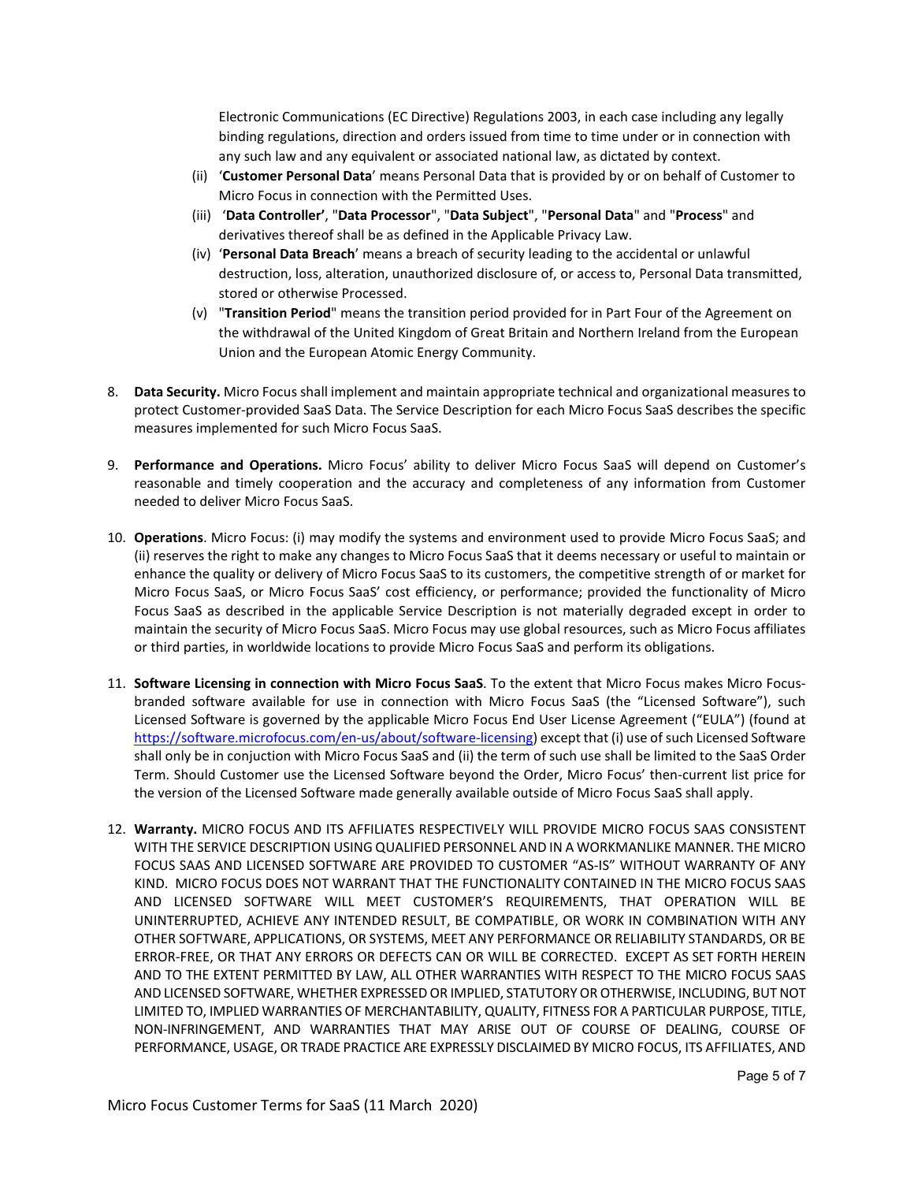Electronic Communications (EC Directive) Regulations 2003, in each case including any legally binding regulations, direction and orders issued from time to time under or in connection with any such law and any equivalent or associated national law, as dictated by context.

(ii) '**Customer Personal Data**' means Personal Data that is provided by or on behalf of Customer to Micro Focus in connection with the Permitted Uses.

(iii) '**Data Controller'**, "**Data Processor**", "**Data Subject**", "**Personal Data**" and "**Process**" and derivatives thereof shall be as defined in the Applicable Privacy Law.

(iv) '**Personal Data Breach**' means a breach of security leading to the accidental or unlawful destruction, loss, alteration, unauthorized disclosure of, or access to, Personal Data transmitted, stored or otherwise Processed.

(v) "**Transition Period**" means the transition period provided for in Part Four of the Agreement on the withdrawal of the United Kingdom of Great Britain and Northern Ireland from the European Union and the European Atomic Energy Community.

8. **Data Security.** Micro Focus shall implement and maintain appropriate technical and organizational measures to protect Customer-provided SaaS Data. The Service Description for each Micro Focus SaaS describes the specific measures implemented for such Micro Focus SaaS.

9. **Performance and Operations.** Micro Focus' ability to deliver Micro Focus SaaS will depend on Customer's reasonable and timely cooperation and the accuracy and completeness of any information from Customer needed to deliver Micro Focus SaaS.

10. **Operations**. Micro Focus: (i) may modify the systems and environment used to provide Micro Focus SaaS; and (ii) reserves the right to make any changes to Micro Focus SaaS that it deems necessary or useful to maintain or enhance the quality or delivery of Micro Focus SaaS to its customers, the competitive strength of or market for Micro Focus SaaS, or Micro Focus SaaS' cost efficiency, or performance; provided the functionality of Micro Focus SaaS as described in the applicable Service Description is not materially degraded except in order to maintain the security of Micro Focus SaaS. Micro Focus may use global resources, such as Micro Focus affiliates or third parties, in worldwide locations to provide Micro Focus SaaS and perform its obligations.

11. **Software Licensing in connection with Micro Focus SaaS**. To the extent that Micro Focus makes Micro Focus-branded software available for use in connection with Micro Focus SaaS (the "Licensed Software"), such Licensed Software is governed by the applicable Micro Focus End User License Agreement ("EULA") (found at https://software.microfocus.com/en-us/about/software-licensing) except that (i) use of such Licensed Software shall only be in conjuction with Micro Focus SaaS and (ii) the term of such use shall be limited to the SaaS Order Term. Should Customer use the Licensed Software beyond the Order, Micro Focus' then-current list price for the version of the Licensed Software made generally available outside of Micro Focus SaaS shall apply.

12. **Warranty.** MICRO FOCUS AND ITS AFFILIATES RESPECTIVELY WILL PROVIDE MICRO FOCUS SAAS CONSISTENT WITH THE SERVICE DESCRIPTION USING QUALIFIED PERSONNEL AND IN A WORKMANLIKE MANNER. THE MICRO FOCUS SAAS AND LICENSED SOFTWARE ARE PROVIDED TO CUSTOMER "AS-IS" WITHOUT WARRANTY OF ANY KIND. MICRO FOCUS DOES NOT WARRANT THAT THE FUNCTIONALITY CONTAINED IN THE MICRO FOCUS SAAS AND LICENSED SOFTWARE WILL MEET CUSTOMER'S REQUIREMENTS, THAT OPERATION WILL BE UNINTERRUPTED, ACHIEVE ANY INTENDED RESULT, BE COMPATIBLE, OR WORK IN COMBINATION WITH ANY OTHER SOFTWARE, APPLICATIONS, OR SYSTEMS, MEET ANY PERFORMANCE OR RELIABILITY STANDARDS, OR BE ERROR-FREE, OR THAT ANY ERRORS OR DEFECTS CAN OR WILL BE CORRECTED. EXCEPT AS SET FORTH HEREIN AND TO THE EXTENT PERMITTED BY LAW, ALL OTHER WARRANTIES WITH RESPECT TO THE MICRO FOCUS SAAS AND LICENSED SOFTWARE, WHETHER EXPRESSED OR IMPLIED, STATUTORY OR OTHERWISE, INCLUDING, BUT NOT LIMITED TO, IMPLIED WARRANTIES OF MERCHANTABILITY, QUALITY, FITNESS FOR A PARTICULAR PURPOSE, TITLE, NON-INFRINGEMENT, AND WARRANTIES THAT MAY ARISE OUT OF COURSE OF DEALING, COURSE OF PERFORMANCE, USAGE, OR TRADE PRACTICE ARE EXPRESSLY DISCLAIMED BY MICRO FOCUS, ITS AFFILIATES, AND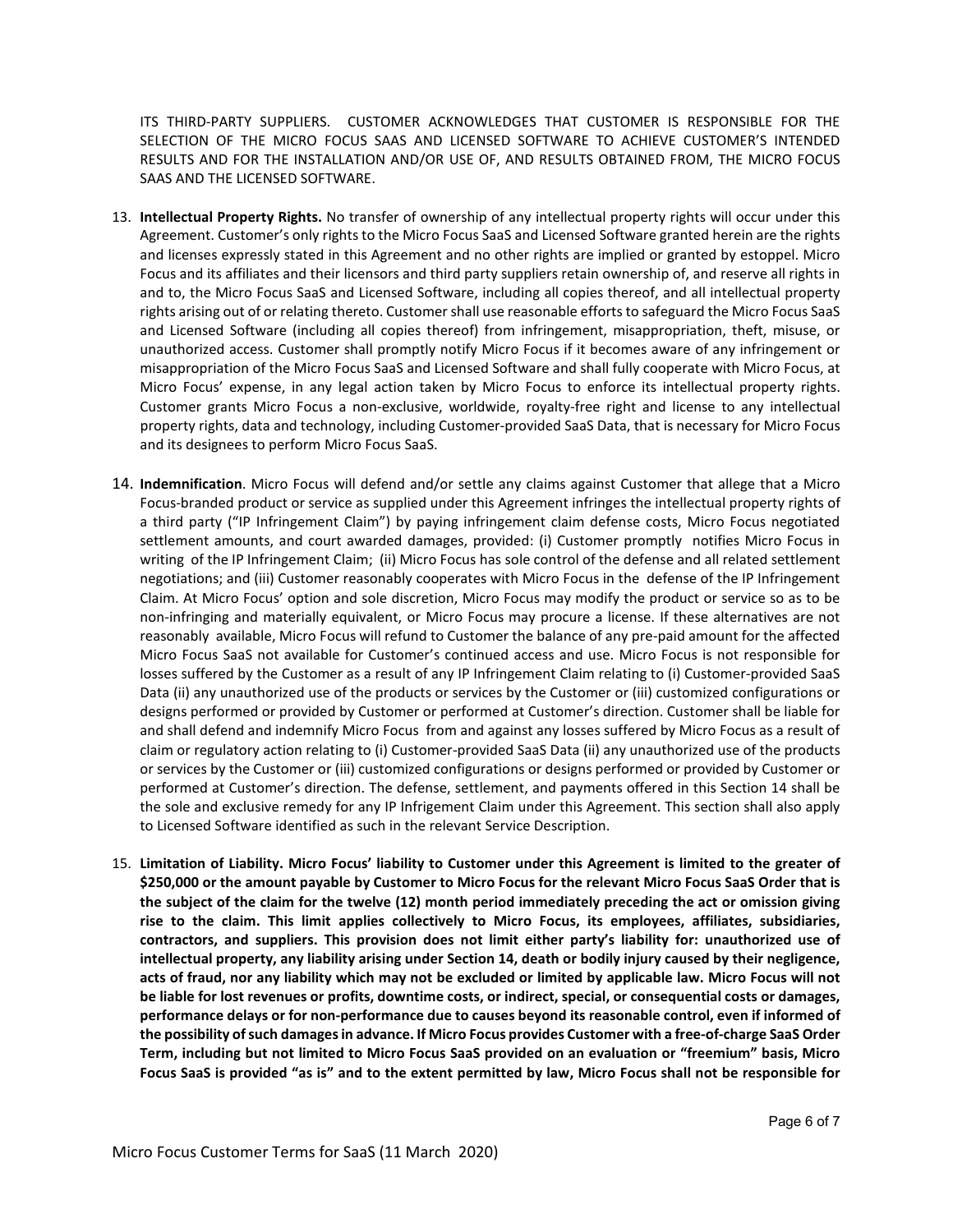ITS THIRD-PARTY SUPPLIERS. CUSTOMER ACKNOWLEDGES THAT CUSTOMER IS RESPONSIBLE FOR THE SELECTION OF THE MICRO FOCUS SAAS AND LICENSED SOFTWARE TO ACHIEVE CUSTOMER'S INTENDED RESULTS AND FOR THE INSTALLATION AND/OR USE OF, AND RESULTS OBTAINED FROM, THE MICRO FOCUS SAAS AND THE LICENSED SOFTWARE.

13. **Intellectual Property Rights.** No transfer of ownership of any intellectual property rights will occur under this Agreement. Customer's only rights to the Micro Focus SaaS and Licensed Software granted herein are the rights and licenses expressly stated in this Agreement and no other rights are implied or granted by estoppel. Micro Focus and its affiliates and their licensors and third party suppliers retain ownership of, and reserve all rights in and to, the Micro Focus SaaS and Licensed Software, including all copies thereof, and all intellectual property rights arising out of or relating thereto. Customer shall use reasonable efforts to safeguard the Micro Focus SaaS and Licensed Software (including all copies thereof) from infringement, misappropriation, theft, misuse, or unauthorized access. Customer shall promptly notify Micro Focus if it becomes aware of any infringement or misappropriation of the Micro Focus SaaS and Licensed Software and shall fully cooperate with Micro Focus, at Micro Focus' expense, in any legal action taken by Micro Focus to enforce its intellectual property rights. Customer grants Micro Focus a non-exclusive, worldwide, royalty-free right and license to any intellectual property rights, data and technology, including Customer-provided SaaS Data, that is necessary for Micro Focus and its designees to perform Micro Focus SaaS.

14. **Indemnification**. Micro Focus will defend and/or settle any claims against Customer that allege that a Micro Focus-branded product or service as supplied under this Agreement infringes the intellectual property rights of a third party ("IP Infringement Claim") by paying infringement claim defense costs, Micro Focus negotiated settlement amounts, and court awarded damages, provided: (i) Customer promptly notifies Micro Focus in writing of the IP Infringement Claim; (ii) Micro Focus has sole control of the defense and all related settlement negotiations; and (iii) Customer reasonably cooperates with Micro Focus in the defense of the IP Infringement Claim. At Micro Focus' option and sole discretion, Micro Focus may modify the product or service so as to be non-infringing and materially equivalent, or Micro Focus may procure a license. If these alternatives are not reasonably available, Micro Focus will refund to Customer the balance of any pre-paid amount for the affected Micro Focus SaaS not available for Customer's continued access and use. Micro Focus is not responsible for losses suffered by the Customer as a result of any IP Infringement Claim relating to (i) Customer-provided SaaS Data (ii) any unauthorized use of the products or services by the Customer or (iii) customized configurations or designs performed or provided by Customer or performed at Customer's direction. Customer shall be liable for and shall defend and indemnify Micro Focus from and against any losses suffered by Micro Focus as a result of claim or regulatory action relating to (i) Customer-provided SaaS Data (ii) any unauthorized use of the products or services by the Customer or (iii) customized configurations or designs performed or provided by Customer or performed at Customer's direction. The defense, settlement, and payments offered in this Section 14 shall be the sole and exclusive remedy for any IP Infrigement Claim under this Agreement. This section shall also apply to Licensed Software identified as such in the relevant Service Description.

15. **Limitation of Liability. Micro Focus' liability to Customer under this Agreement is limited to the greater of $250,000 or the amount payable by Customer to Micro Focus for the relevant Micro Focus SaaS Order that is the subject of the claim for the twelve (12) month period immediately preceding the act or omission giving rise to the claim. This limit applies collectively to Micro Focus, its employees, affiliates, subsidiaries, contractors, and suppliers. This provision does not limit either party's liability for: unauthorized use of intellectual property, any liability arising under Section 14, death or bodily injury caused by their negligence, acts of fraud, nor any liability which may not be excluded or limited by applicable law. Micro Focus will not be liable for lost revenues or profits, downtime costs, or indirect, special, or consequential costs or damages, performance delays or for non-performance due to causes beyond its reasonable control, even if informed of the possibility of such damages in advance. If Micro Focus provides Customer with a free-of-charge SaaS Order Term, including but not limited to Micro Focus SaaS provided on an evaluation or "freemium" basis, Micro Focus SaaS is provided "as is" and to the extent permitted by law, Micro Focus shall not be responsible for**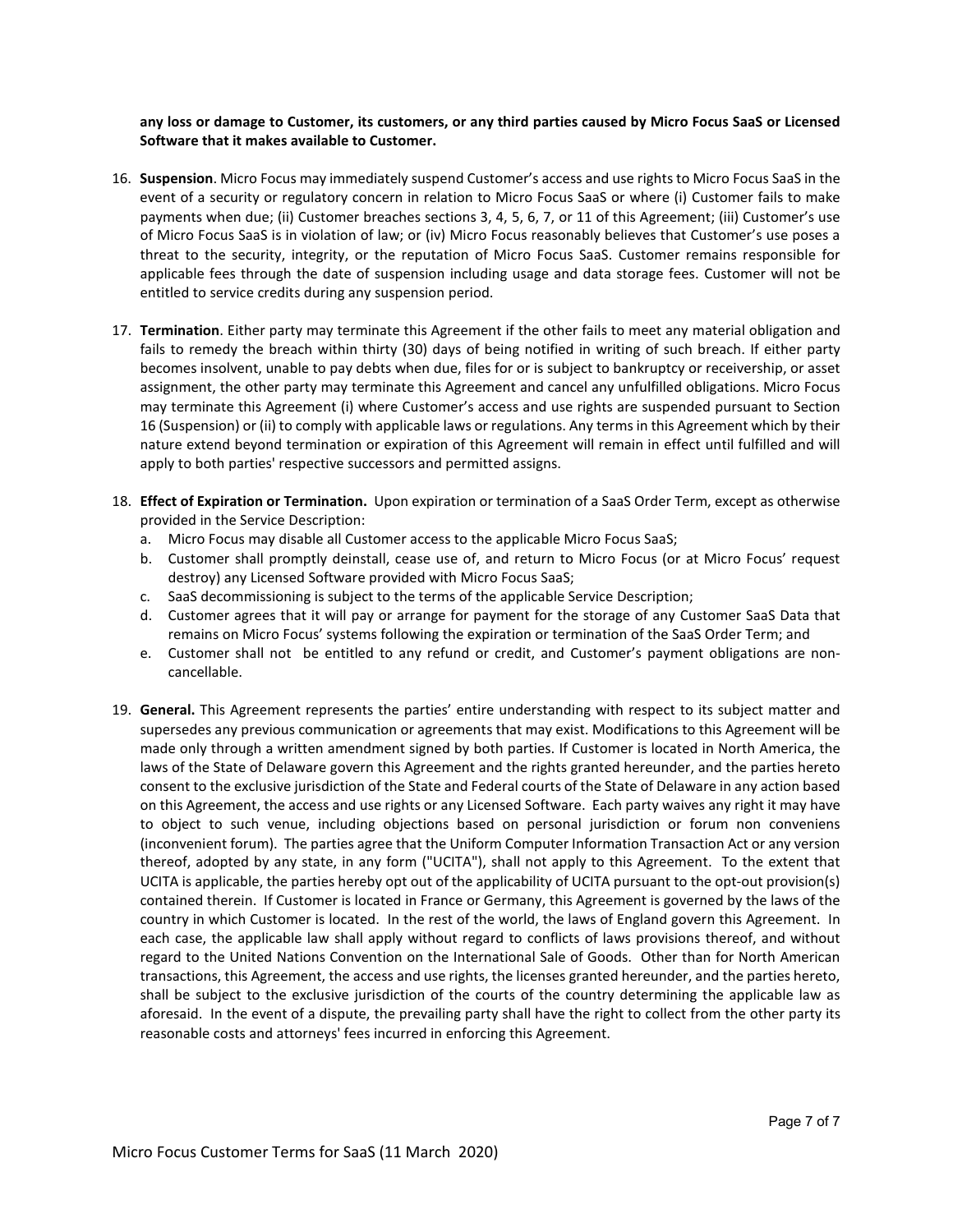**any loss or damage to Customer, its customers, or any third parties caused by Micro Focus SaaS or Licensed Software that it makes available to Customer.**

16. **Suspension**. Micro Focus may immediately suspend Customer's access and use rights to Micro Focus SaaS in the event of a security or regulatory concern in relation to Micro Focus SaaS or where (i) Customer fails to make payments when due; (ii) Customer breaches sections 3, 4, 5, 6, 7, or 11 of this Agreement; (iii) Customer's use of Micro Focus SaaS is in violation of law; or (iv) Micro Focus reasonably believes that Customer's use poses a threat to the security, integrity, or the reputation of Micro Focus SaaS. Customer remains responsible for applicable fees through the date of suspension including usage and data storage fees. Customer will not be entitled to service credits during any suspension period.

17. **Termination**. Either party may terminate this Agreement if the other fails to meet any material obligation and fails to remedy the breach within thirty (30) days of being notified in writing of such breach. If either party becomes insolvent, unable to pay debts when due, files for or is subject to bankruptcy or receivership, or asset assignment, the other party may terminate this Agreement and cancel any unfulfilled obligations. Micro Focus may terminate this Agreement (i) where Customer's access and use rights are suspended pursuant to Section 16 (Suspension) or (ii) to comply with applicable laws or regulations. Any terms in this Agreement which by their nature extend beyond termination or expiration of this Agreement will remain in effect until fulfilled and will apply to both parties' respective successors and permitted assigns.

18. **Effect of Expiration or Termination.** Upon expiration or termination of a SaaS Order Term, except as otherwise provided in the Service Description:
    a. Micro Focus may disable all Customer access to the applicable Micro Focus SaaS;
    b. Customer shall promptly deinstall, cease use of, and return to Micro Focus (or at Micro Focus' request destroy) any Licensed Software provided with Micro Focus SaaS;
    c. SaaS decommissioning is subject to the terms of the applicable Service Description;
    d. Customer agrees that it will pay or arrange for payment for the storage of any Customer SaaS Data that remains on Micro Focus' systems following the expiration or termination of the SaaS Order Term; and
    e. Customer shall not be entitled to any refund or credit, and Customer's payment obligations are non-cancellable.

19. **General.** This Agreement represents the parties' entire understanding with respect to its subject matter and supersedes any previous communication or agreements that may exist. Modifications to this Agreement will be made only through a written amendment signed by both parties. If Customer is located in North America, the laws of the State of Delaware govern this Agreement and the rights granted hereunder, and the parties hereto consent to the exclusive jurisdiction of the State and Federal courts of the State of Delaware in any action based on this Agreement, the access and use rights or any Licensed Software. Each party waives any right it may have to object to such venue, including objections based on personal jurisdiction or forum non conveniens (inconvenient forum). The parties agree that the Uniform Computer Information Transaction Act or any version thereof, adopted by any state, in any form ("UCITA"), shall not apply to this Agreement. To the extent that UCITA is applicable, the parties hereby opt out of the applicability of UCITA pursuant to the opt-out provision(s) contained therein. If Customer is located in France or Germany, this Agreement is governed by the laws of the country in which Customer is located. In the rest of the world, the laws of England govern this Agreement. In each case, the applicable law shall apply without regard to conflicts of laws provisions thereof, and without regard to the United Nations Convention on the International Sale of Goods. Other than for North American transactions, this Agreement, the access and use rights, the licenses granted hereunder, and the parties hereto, shall be subject to the exclusive jurisdiction of the courts of the country determining the applicable law as aforesaid. In the event of a dispute, the prevailing party shall have the right to collect from the other party its reasonable costs and attorneys' fees incurred in enforcing this Agreement.